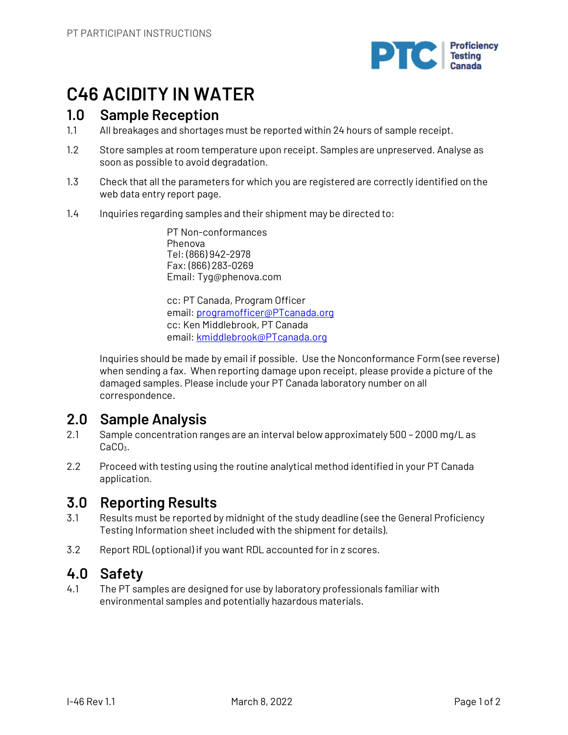# C46 ACIDITY IN WATER

## 1.0 Sample Reception

1.1 All breakages and shortages must be reported within 24 hours of sample receipt.

1.2 Store samples at room temperature upon receipt. Samples are unpreserved. Analyse as soon as possible to avoid degradation.

1.3 Check that all the parameters for which you are registered are correctly identified on the web data entry report page.

1.4 Inquiries regarding samples and their shipment may be directed to:

PT Non-conformances  
Phenova  
Tel: (866) 942-2978  
Fax: (866) 283-0269  
Email: Tyg@phenova.com

cc: PT Canada, Program Officer  
email: programofficer@PTcanada.org  
cc: Ken Middlebrook, PT Canada  
email: kmiddlebrook@PTcanada.org

Inquiries should be made by email if possible. Use the Nonconformance Form (see reverse) when sending a fax. When reporting damage upon receipt, please provide a picture of the damaged samples. Please include your PT Canada laboratory number on all correspondence.

## 2.0 Sample Analysis

2.1 Sample concentration ranges are an interval below approximately 500 – 2000 mg/L as $CaCO_3$.

2.2 Proceed with testing using the routine analytical method identified in your PT Canada application.

## 3.0 Reporting Results

3.1 Results must be reported by midnight of the study deadline (see the General Proficiency Testing Information sheet included with the shipment for details).

3.2 Report RDL (optional) if you want RDL accounted for in z scores.

## 4.0 Safety

4.1 The PT samples are designed for use by laboratory professionals familiar with environmental samples and potentially hazardous materials.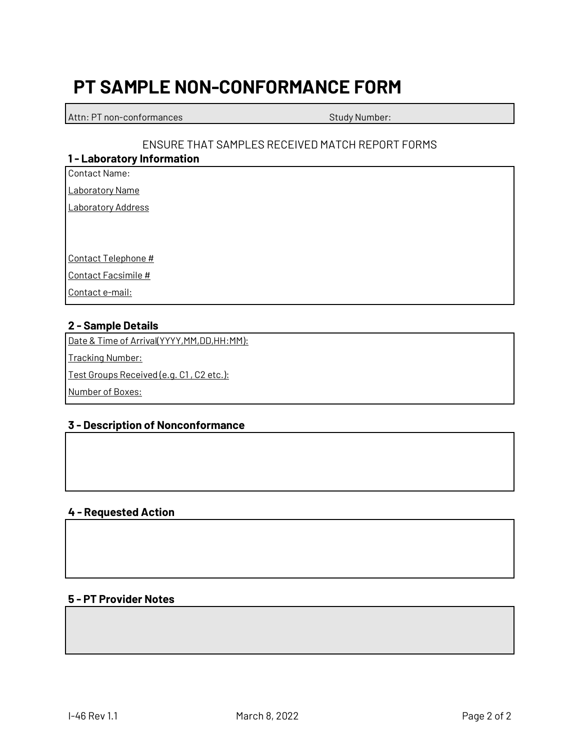# PT SAMPLE NON-CONFORMANCE FORM

| | |
|---|---|
| Attn: PT non-conformances | Study Number: |

ENSURE THAT SAMPLES RECEIVED MATCH REPORT FORMS

### 1 - Laboratory Information

Contact Name:

Laboratory Name

Laboratory Address

Contact Telephone #

Contact Facsimile #

Contact e-mail:

### 2 - Sample Details

Date & Time of Arrival(YYYY,MM,DD,HH:MM):

Tracking Number:

Test Groups Received (e.g. C1 , C2 etc.):

Number of Boxes:

### 3 - Description of Nonconformance

### 4 - Requested Action

### 5 - PT Provider Notes

I-46 Rev 1.1 March 8, 2022